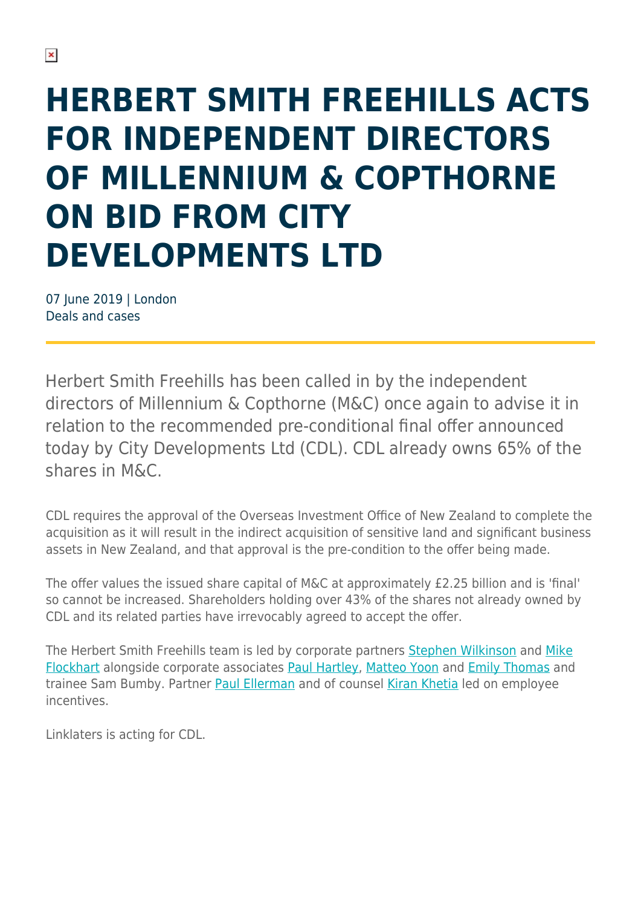# HERBERT SMITH FREEHILLS ACTS FOR INDEPENDENT DIRECTORS OF MILLENNIUM & COPTHORNE ON BID FROM CITY DEVELOPMENTS LTD

07 June 2019 | London
Deals and cases

Herbert Smith Freehills has been called in by the independent directors of Millennium & Copthorne (M&C) once again to advise it in relation to the recommended pre-conditional final offer announced today by City Developments Ltd (CDL). CDL already owns 65% of the shares in M&C.

CDL requires the approval of the Overseas Investment Office of New Zealand to complete the acquisition as it will result in the indirect acquisition of sensitive land and significant business assets in New Zealand, and that approval is the pre-condition to the offer being made.

The offer values the issued share capital of M&C at approximately £2.25 billion and is 'final' so cannot be increased. Shareholders holding over 43% of the shares not already owned by CDL and its related parties have irrevocably agreed to accept the offer.

The Herbert Smith Freehills team is led by corporate partners Stephen Wilkinson and Mike Flockhart alongside corporate associates Paul Hartley, Matteo Yoon and Emily Thomas and trainee Sam Bumby. Partner Paul Ellerman and of counsel Kiran Khetia led on employee incentives.

Linklaters is acting for CDL.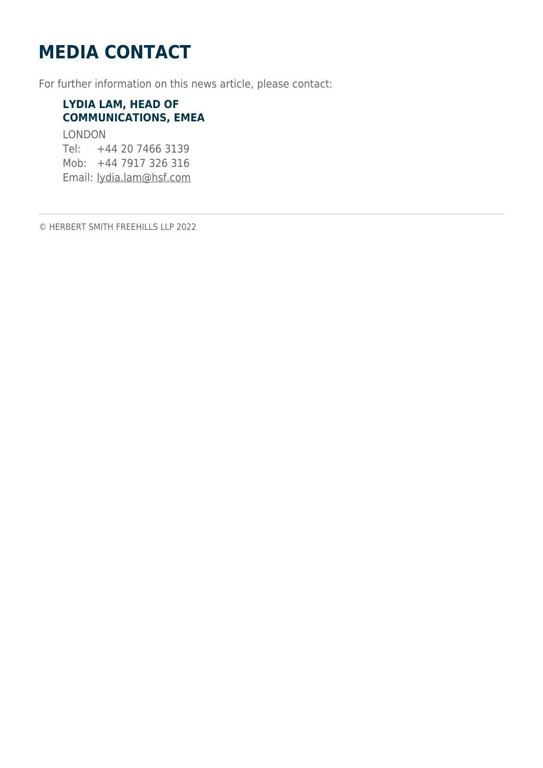# MEDIA CONTACT

For further information on this news article, please contact:

**LYDIA LAM, HEAD OF COMMUNICATIONS, EMEA**

LONDON
Tel: +44 20 7466 3139
Mob: +44 7917 326 316
Email: lydia.lam@hsf.com

© HERBERT SMITH FREEHILLS LLP 2022